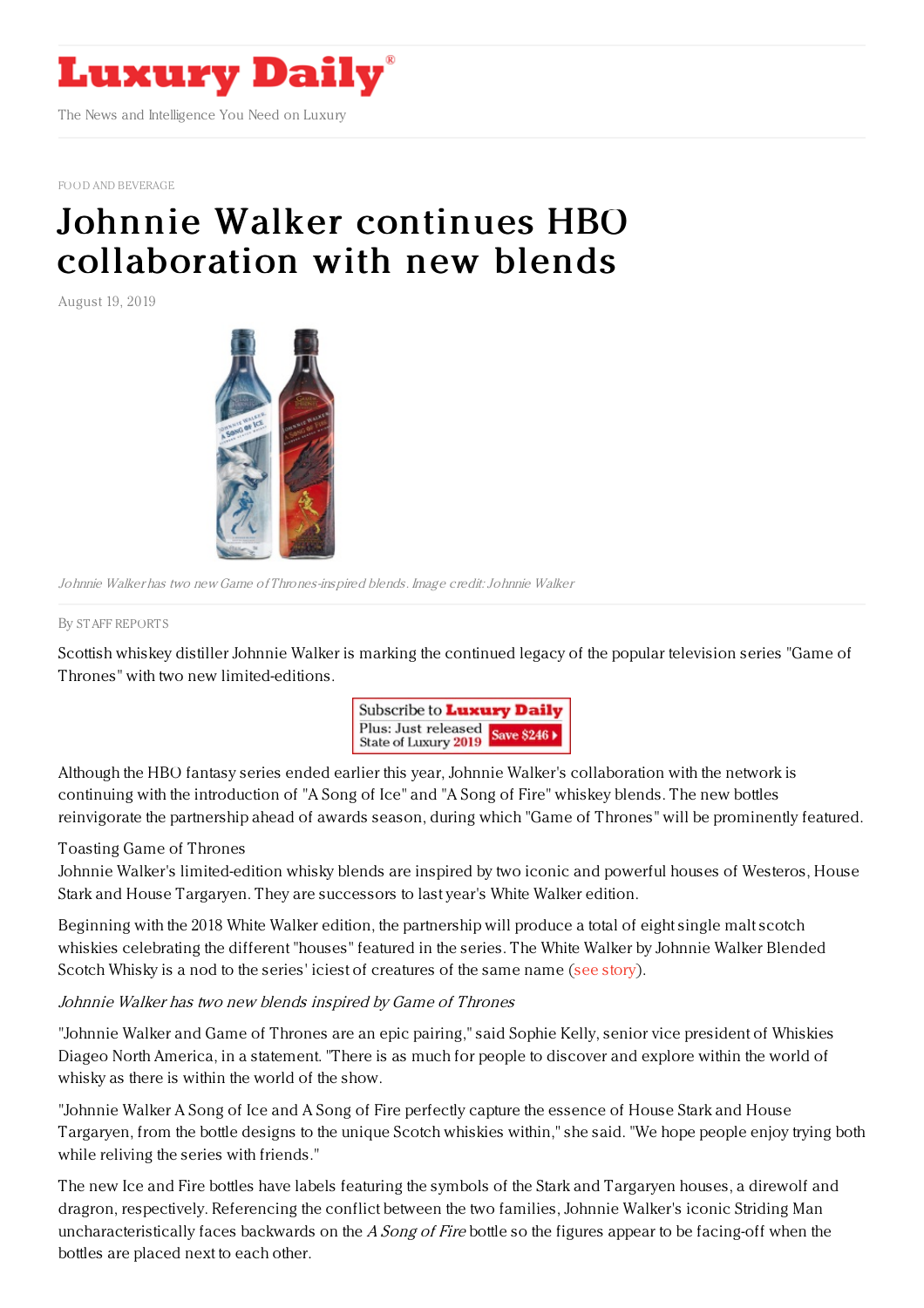# Luxury Daily

The News and Intelligence You Need on Luxury

FOOD AND BEVERAGE

# Johnnie Walker continues HBO collaboration with new blends

August 19, 2019

*Johnnie Walker has two new Game of Thrones-inspired blends. Image credit: Johnnie Walker*

By STAFF REPORTS

Scottish whiskey distiller Johnnie Walker is marking the continued legacy of the popular television series "Game of Thrones" with two new limited-editions.

Although the HBO fantasy series ended earlier this year, Johnnie Walker's collaboration with the network is continuing with the introduction of "A Song of Ice" and "A Song of Fire" whiskey blends. The new bottles reinvigorate the partnership ahead of awards season, during which "Game of Thrones" will be prominently featured.

Toasting Game of Thrones

Johnnie Walker's limited-edition whisky blends are inspired by two iconic and powerful houses of Westeros, House Stark and House Targaryen. They are successors to last year's White Walker edition.

Beginning with the 2018 White Walker edition, the partnership will produce a total of eight single malt scotch whiskies celebrating the different "houses" featured in the series. The White Walker by Johnnie Walker Blended Scotch Whisky is a nod to the series' iciest of creatures of the same name (see story).

*Johnnie Walker has two new blends inspired by Game of Thrones*

"Johnnie Walker and Game of Thrones are an epic pairing," said Sophie Kelly, senior vice president of Whiskies Diageo North America, in a statement. "There is as much for people to discover and explore within the world of whisky as there is within the world of the show.

"Johnnie Walker A Song of Ice and A Song of Fire perfectly capture the essence of House Stark and House Targaryen, from the bottle designs to the unique Scotch whiskies within," she said. "We hope people enjoy trying both while reliving the series with friends."

The new Ice and Fire bottles have labels featuring the symbols of the Stark and Targaryen houses, a direwolf and dragron, respectively. Referencing the conflict between the two families, Johnnie Walker's iconic Striding Man uncharacteristically faces backwards on the *A Song of Fire* bottle so the figures appear to be facing-off when the bottles are placed next to each other.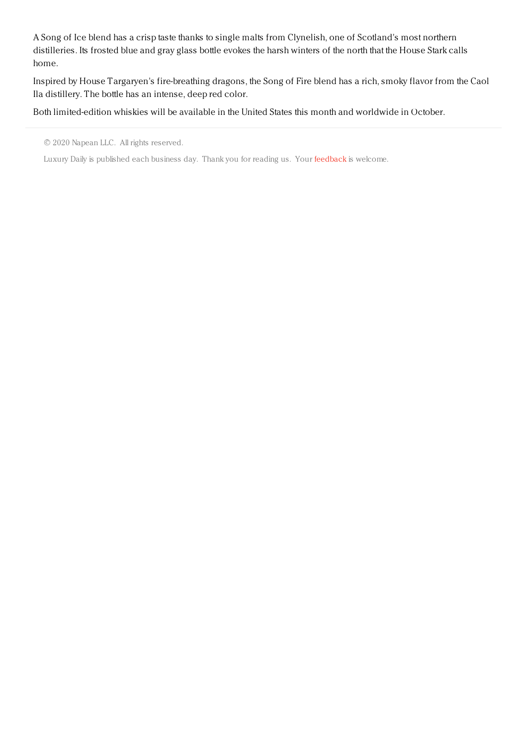A Song of Ice blend has a crisp taste thanks to single malts from Clynelish, one of Scotland's most northern distilleries. Its frosted blue and gray glass bottle evokes the harsh winters of the north that the House Stark calls home.

Inspired by House Targaryen's fire-breathing dragons, the Song of Fire blend has a rich, smoky flavor from the Caol Ila distillery. The bottle has an intense, deep red color.

Both limited-edition whiskies will be available in the United States this month and worldwide in October.

---

© 2020 Napean LLC. All rights reserved.

Luxury Daily is published each business day. Thank you for reading us. Your feedback is welcome.